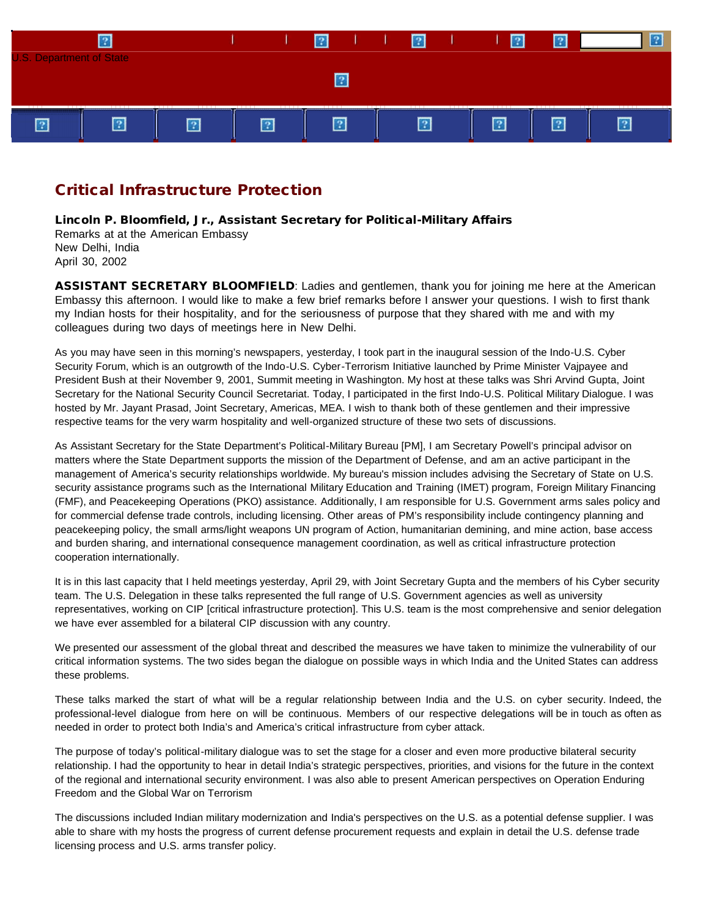U.S. Department of State

# Critical Infrastructure Protection

**Lincoln P. Bloomfield, Jr., Assistant Secretary for Political-Military Affairs**
Remarks at at the American Embassy
New Delhi, India
April 30, 2002

**ASSISTANT SECRETARY BLOOMFIELD**: Ladies and gentlemen, thank you for joining me here at the American Embassy this afternoon. I would like to make a few brief remarks before I answer your questions. I wish to first thank my Indian hosts for their hospitality, and for the seriousness of purpose that they shared with me and with my colleagues during two days of meetings here in New Delhi.

As you may have seen in this morning's newspapers, yesterday, I took part in the inaugural session of the Indo-U.S. Cyber Security Forum, which is an outgrowth of the Indo-U.S. Cyber-Terrorism Initiative launched by Prime Minister Vajpayee and President Bush at their November 9, 2001, Summit meeting in Washington. My host at these talks was Shri Arvind Gupta, Joint Secretary for the National Security Council Secretariat. Today, I participated in the first Indo-U.S. Political Military Dialogue. I was hosted by Mr. Jayant Prasad, Joint Secretary, Americas, MEA. I wish to thank both of these gentlemen and their impressive respective teams for the very warm hospitality and well-organized structure of these two sets of discussions.

As Assistant Secretary for the State Department's Political-Military Bureau [PM], I am Secretary Powell's principal advisor on matters where the State Department supports the mission of the Department of Defense, and am an active participant in the management of America's security relationships worldwide. My bureau's mission includes advising the Secretary of State on U.S. security assistance programs such as the International Military Education and Training (IMET) program, Foreign Military Financing (FMF), and Peacekeeping Operations (PKO) assistance. Additionally, I am responsible for U.S. Government arms sales policy and for commercial defense trade controls, including licensing. Other areas of PM's responsibility include contingency planning and peacekeeping policy, the small arms/light weapons UN program of Action, humanitarian demining, and mine action, base access and burden sharing, and international consequence management coordination, as well as critical infrastructure protection cooperation internationally.

It is in this last capacity that I held meetings yesterday, April 29, with Joint Secretary Gupta and the members of his Cyber security team. The U.S. Delegation in these talks represented the full range of U.S. Government agencies as well as university representatives, working on CIP [critical infrastructure protection]. This U.S. team is the most comprehensive and senior delegation we have ever assembled for a bilateral CIP discussion with any country.

We presented our assessment of the global threat and described the measures we have taken to minimize the vulnerability of our critical information systems. The two sides began the dialogue on possible ways in which India and the United States can address these problems.

These talks marked the start of what will be a regular relationship between India and the U.S. on cyber security. Indeed, the professional-level dialogue from here on will be continuous. Members of our respective delegations will be in touch as often as needed in order to protect both India's and America's critical infrastructure from cyber attack.

The purpose of today's political-military dialogue was to set the stage for a closer and even more productive bilateral security relationship. I had the opportunity to hear in detail India's strategic perspectives, priorities, and visions for the future in the context of the regional and international security environment. I was also able to present American perspectives on Operation Enduring Freedom and the Global War on Terrorism

The discussions included Indian military modernization and India's perspectives on the U.S. as a potential defense supplier. I was able to share with my hosts the progress of current defense procurement requests and explain in detail the U.S. defense trade licensing process and U.S. arms transfer policy.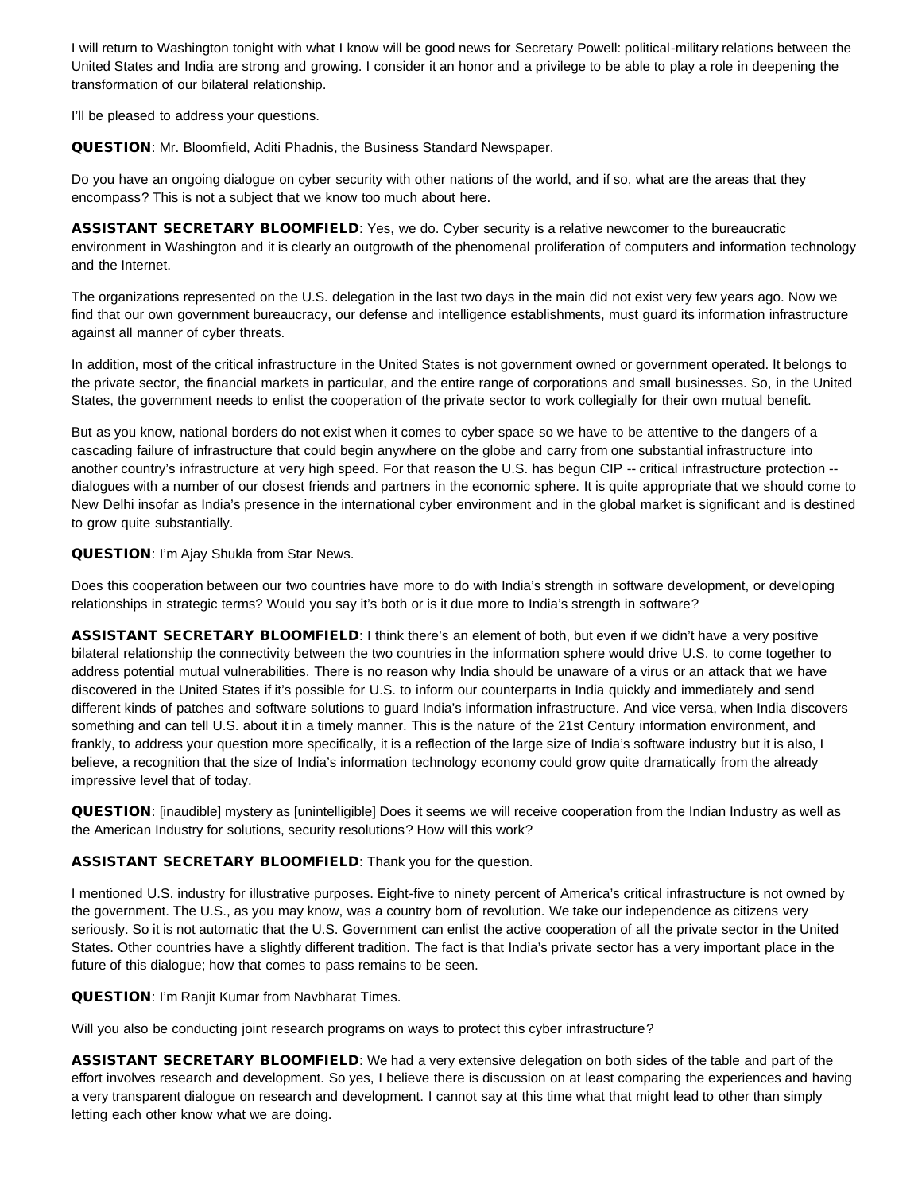I will return to Washington tonight with what I know will be good news for Secretary Powell: political-military relations between the United States and India are strong and growing. I consider it an honor and a privilege to be able to play a role in deepening the transformation of our bilateral relationship.

I'll be pleased to address your questions.

**QUESTION**: Mr. Bloomfield, Aditi Phadnis, the Business Standard Newspaper.

Do you have an ongoing dialogue on cyber security with other nations of the world, and if so, what are the areas that they encompass? This is not a subject that we know too much about here.

**ASSISTANT SECRETARY BLOOMFIELD**: Yes, we do. Cyber security is a relative newcomer to the bureaucratic environment in Washington and it is clearly an outgrowth of the phenomenal proliferation of computers and information technology and the Internet.

The organizations represented on the U.S. delegation in the last two days in the main did not exist very few years ago. Now we find that our own government bureaucracy, our defense and intelligence establishments, must guard its information infrastructure against all manner of cyber threats.

In addition, most of the critical infrastructure in the United States is not government owned or government operated. It belongs to the private sector, the financial markets in particular, and the entire range of corporations and small businesses. So, in the United States, the government needs to enlist the cooperation of the private sector to work collegially for their own mutual benefit.

But as you know, national borders do not exist when it comes to cyber space so we have to be attentive to the dangers of a cascading failure of infrastructure that could begin anywhere on the globe and carry from one substantial infrastructure into another country's infrastructure at very high speed. For that reason the U.S. has begun CIP -- critical infrastructure protection -- dialogues with a number of our closest friends and partners in the economic sphere. It is quite appropriate that we should come to New Delhi insofar as India's presence in the international cyber environment and in the global market is significant and is destined to grow quite substantially.

**QUESTION**: I'm Ajay Shukla from Star News.

Does this cooperation between our two countries have more to do with India's strength in software development, or developing relationships in strategic terms? Would you say it's both or is it due more to India's strength in software?

**ASSISTANT SECRETARY BLOOMFIELD**: I think there's an element of both, but even if we didn't have a very positive bilateral relationship the connectivity between the two countries in the information sphere would drive U.S. to come together to address potential mutual vulnerabilities. There is no reason why India should be unaware of a virus or an attack that we have discovered in the United States if it's possible for U.S. to inform our counterparts in India quickly and immediately and send different kinds of patches and software solutions to guard India's information infrastructure. And vice versa, when India discovers something and can tell U.S. about it in a timely manner. This is the nature of the 21st Century information environment, and frankly, to address your question more specifically, it is a reflection of the large size of India's software industry but it is also, I believe, a recognition that the size of India's information technology economy could grow quite dramatically from the already impressive level that of today.

**QUESTION**: [inaudible] mystery as [unintelligible] Does it seems we will receive cooperation from the Indian Industry as well as the American Industry for solutions, security resolutions? How will this work?

**ASSISTANT SECRETARY BLOOMFIELD**: Thank you for the question.

I mentioned U.S. industry for illustrative purposes. Eight-five to ninety percent of America's critical infrastructure is not owned by the government. The U.S., as you may know, was a country born of revolution. We take our independence as citizens very seriously. So it is not automatic that the U.S. Government can enlist the active cooperation of all the private sector in the United States. Other countries have a slightly different tradition. The fact is that India's private sector has a very important place in the future of this dialogue; how that comes to pass remains to be seen.

**QUESTION**: I'm Ranjit Kumar from Navbharat Times.

Will you also be conducting joint research programs on ways to protect this cyber infrastructure?

**ASSISTANT SECRETARY BLOOMFIELD**: We had a very extensive delegation on both sides of the table and part of the effort involves research and development. So yes, I believe there is discussion on at least comparing the experiences and having a very transparent dialogue on research and development. I cannot say at this time what that might lead to other than simply letting each other know what we are doing.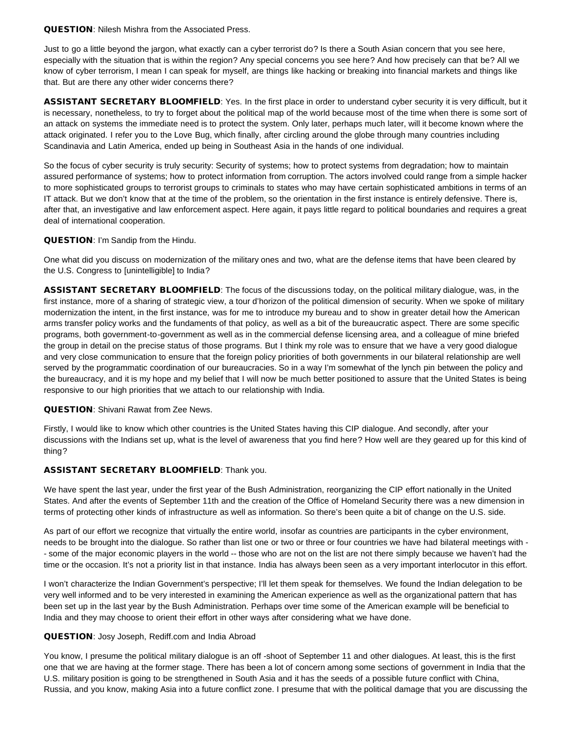**QUESTION**: Nilesh Mishra from the Associated Press.

Just to go a little beyond the jargon, what exactly can a cyber terrorist do? Is there a South Asian concern that you see here, especially with the situation that is within the region? Any special concerns you see here? And how precisely can that be? All we know of cyber terrorism, I mean I can speak for myself, are things like hacking or breaking into financial markets and things like that. But are there any other wider concerns there?

**ASSISTANT SECRETARY BLOOMFIELD**: Yes. In the first place in order to understand cyber security it is very difficult, but it is necessary, nonetheless, to try to forget about the political map of the world because most of the time when there is some sort of an attack on systems the immediate need is to protect the system. Only later, perhaps much later, will it become known where the attack originated. I refer you to the Love Bug, which finally, after circling around the globe through many countries including Scandinavia and Latin America, ended up being in Southeast Asia in the hands of one individual.

So the focus of cyber security is truly security: Security of systems; how to protect systems from degradation; how to maintain assured performance of systems; how to protect information from corruption. The actors involved could range from a simple hacker to more sophisticated groups to terrorist groups to criminals to states who may have certain sophisticated ambitions in terms of an IT attack. But we don't know that at the time of the problem, so the orientation in the first instance is entirely defensive. There is, after that, an investigative and law enforcement aspect. Here again, it pays little regard to political boundaries and requires a great deal of international cooperation.

**QUESTION**: I'm Sandip from the Hindu.

One what did you discuss on modernization of the military ones and two, what are the defense items that have been cleared by the U.S. Congress to [unintelligible] to India?

**ASSISTANT SECRETARY BLOOMFIELD**: The focus of the discussions today, on the political military dialogue, was, in the first instance, more of a sharing of strategic view, a tour d'horizon of the political dimension of security. When we spoke of military modernization the intent, in the first instance, was for me to introduce my bureau and to show in greater detail how the American arms transfer policy works and the fundaments of that policy, as well as a bit of the bureaucratic aspect. There are some specific programs, both government-to-government as well as in the commercial defense licensing area, and a colleague of mine briefed the group in detail on the precise status of those programs. But I think my role was to ensure that we have a very good dialogue and very close communication to ensure that the foreign policy priorities of both governments in our bilateral relationship are well served by the programmatic coordination of our bureaucracies. So in a way I'm somewhat of the lynch pin between the policy and the bureaucracy, and it is my hope and my belief that I will now be much better positioned to assure that the United States is being responsive to our high priorities that we attach to our relationship with India.

**QUESTION**: Shivani Rawat from Zee News.

Firstly, I would like to know which other countries is the United States having this CIP dialogue. And secondly, after your discussions with the Indians set up, what is the level of awareness that you find here? How well are they geared up for this kind of thing?

**ASSISTANT SECRETARY BLOOMFIELD**: Thank you.

We have spent the last year, under the first year of the Bush Administration, reorganizing the CIP effort nationally in the United States. And after the events of September 11th and the creation of the Office of Homeland Security there was a new dimension in terms of protecting other kinds of infrastructure as well as information. So there's been quite a bit of change on the U.S. side.

As part of our effort we recognize that virtually the entire world, insofar as countries are participants in the cyber environment, needs to be brought into the dialogue. So rather than list one or two or three or four countries we have had bilateral meetings with -- some of the major economic players in the world -- those who are not on the list are not there simply because we haven't had the time or the occasion. It's not a priority list in that instance. India has always been seen as a very important interlocutor in this effort.

I won't characterize the Indian Government's perspective; I'll let them speak for themselves. We found the Indian delegation to be very well informed and to be very interested in examining the American experience as well as the organizational pattern that has been set up in the last year by the Bush Administration. Perhaps over time some of the American example will be beneficial to India and they may choose to orient their effort in other ways after considering what we have done.

**QUESTION**: Josy Joseph, Rediff.com and India Abroad

You know, I presume the political military dialogue is an off -shoot of September 11 and other dialogues. At least, this is the first one that we are having at the former stage. There has been a lot of concern among some sections of government in India that the U.S. military position is going to be strengthened in South Asia and it has the seeds of a possible future conflict with China, Russia, and you know, making Asia into a future conflict zone. I presume that with the political damage that you are discussing the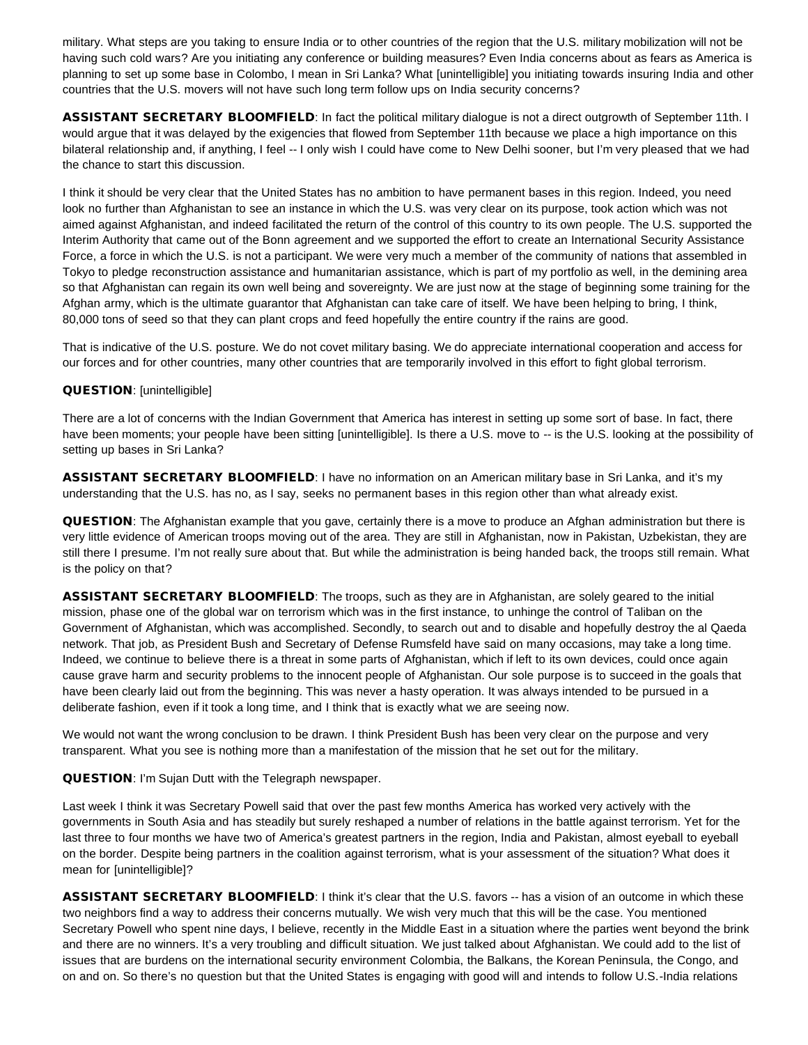military. What steps are you taking to ensure India or to other countries of the region that the U.S. military mobilization will not be having such cold wars? Are you initiating any conference or building measures? Even India concerns about as fears as America is planning to set up some base in Colombo, I mean in Sri Lanka? What [unintelligible] you initiating towards insuring India and other countries that the U.S. movers will not have such long term follow ups on India security concerns?

**ASSISTANT SECRETARY BLOOMFIELD**: In fact the political military dialogue is not a direct outgrowth of September 11th. I would argue that it was delayed by the exigencies that flowed from September 11th because we place a high importance on this bilateral relationship and, if anything, I feel -- I only wish I could have come to New Delhi sooner, but I'm very pleased that we had the chance to start this discussion.

I think it should be very clear that the United States has no ambition to have permanent bases in this region. Indeed, you need look no further than Afghanistan to see an instance in which the U.S. was very clear on its purpose, took action which was not aimed against Afghanistan, and indeed facilitated the return of the control of this country to its own people. The U.S. supported the Interim Authority that came out of the Bonn agreement and we supported the effort to create an International Security Assistance Force, a force in which the U.S. is not a participant. We were very much a member of the community of nations that assembled in Tokyo to pledge reconstruction assistance and humanitarian assistance, which is part of my portfolio as well, in the demining area so that Afghanistan can regain its own well being and sovereignty. We are just now at the stage of beginning some training for the Afghan army, which is the ultimate guarantor that Afghanistan can take care of itself. We have been helping to bring, I think, 80,000 tons of seed so that they can plant crops and feed hopefully the entire country if the rains are good.

That is indicative of the U.S. posture. We do not covet military basing. We do appreciate international cooperation and access for our forces and for other countries, many other countries that are temporarily involved in this effort to fight global terrorism.

**QUESTION**: [unintelligible]

There are a lot of concerns with the Indian Government that America has interest in setting up some sort of base. In fact, there have been moments; your people have been sitting [unintelligible]. Is there a U.S. move to -- is the U.S. looking at the possibility of setting up bases in Sri Lanka?

**ASSISTANT SECRETARY BLOOMFIELD**: I have no information on an American military base in Sri Lanka, and it's my understanding that the U.S. has no, as I say, seeks no permanent bases in this region other than what already exist.

**QUESTION**: The Afghanistan example that you gave, certainly there is a move to produce an Afghan administration but there is very little evidence of American troops moving out of the area. They are still in Afghanistan, now in Pakistan, Uzbekistan, they are still there I presume. I'm not really sure about that. But while the administration is being handed back, the troops still remain. What is the policy on that?

**ASSISTANT SECRETARY BLOOMFIELD**: The troops, such as they are in Afghanistan, are solely geared to the initial mission, phase one of the global war on terrorism which was in the first instance, to unhinge the control of Taliban on the Government of Afghanistan, which was accomplished. Secondly, to search out and to disable and hopefully destroy the al Qaeda network. That job, as President Bush and Secretary of Defense Rumsfeld have said on many occasions, may take a long time. Indeed, we continue to believe there is a threat in some parts of Afghanistan, which if left to its own devices, could once again cause grave harm and security problems to the innocent people of Afghanistan. Our sole purpose is to succeed in the goals that have been clearly laid out from the beginning. This was never a hasty operation. It was always intended to be pursued in a deliberate fashion, even if it took a long time, and I think that is exactly what we are seeing now.

We would not want the wrong conclusion to be drawn. I think President Bush has been very clear on the purpose and very transparent. What you see is nothing more than a manifestation of the mission that he set out for the military.

**QUESTION**: I'm Sujan Dutt with the Telegraph newspaper.

Last week I think it was Secretary Powell said that over the past few months America has worked very actively with the governments in South Asia and has steadily but surely reshaped a number of relations in the battle against terrorism. Yet for the last three to four months we have two of America's greatest partners in the region, India and Pakistan, almost eyeball to eyeball on the border. Despite being partners in the coalition against terrorism, what is your assessment of the situation? What does it mean for [unintelligible]?

**ASSISTANT SECRETARY BLOOMFIELD**: I think it's clear that the U.S. favors -- has a vision of an outcome in which these two neighbors find a way to address their concerns mutually. We wish very much that this will be the case. You mentioned Secretary Powell who spent nine days, I believe, recently in the Middle East in a situation where the parties went beyond the brink and there are no winners. It's a very troubling and difficult situation. We just talked about Afghanistan. We could add to the list of issues that are burdens on the international security environment Colombia, the Balkans, the Korean Peninsula, the Congo, and on and on. So there's no question but that the United States is engaging with good will and intends to follow U.S.-India relations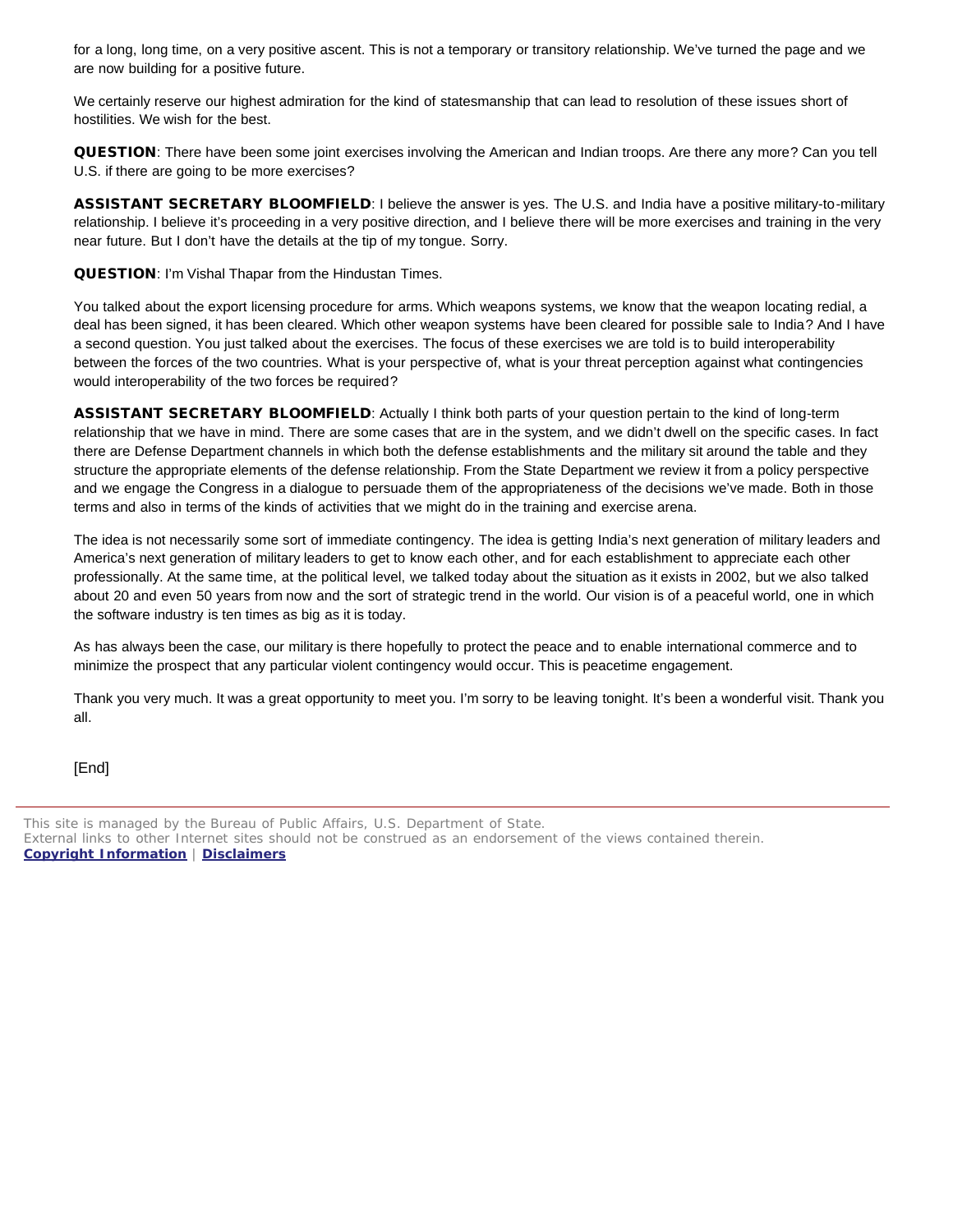for a long, long time, on a very positive ascent. This is not a temporary or transitory relationship. We've turned the page and we are now building for a positive future.

We certainly reserve our highest admiration for the kind of statesmanship that can lead to resolution of these issues short of hostilities. We wish for the best.

**QUESTION**: There have been some joint exercises involving the American and Indian troops. Are there any more? Can you tell U.S. if there are going to be more exercises?

**ASSISTANT SECRETARY BLOOMFIELD**: I believe the answer is yes. The U.S. and India have a positive military-to-military relationship. I believe it's proceeding in a very positive direction, and I believe there will be more exercises and training in the very near future. But I don't have the details at the tip of my tongue. Sorry.

**QUESTION**: I'm Vishal Thapar from the Hindustan Times.

You talked about the export licensing procedure for arms. Which weapons systems, we know that the weapon locating redial, a deal has been signed, it has been cleared. Which other weapon systems have been cleared for possible sale to India? And I have a second question. You just talked about the exercises. The focus of these exercises we are told is to build interoperability between the forces of the two countries. What is your perspective of, what is your threat perception against what contingencies would interoperability of the two forces be required?

**ASSISTANT SECRETARY BLOOMFIELD**: Actually I think both parts of your question pertain to the kind of long-term relationship that we have in mind. There are some cases that are in the system, and we didn't dwell on the specific cases. In fact there are Defense Department channels in which both the defense establishments and the military sit around the table and they structure the appropriate elements of the defense relationship. From the State Department we review it from a policy perspective and we engage the Congress in a dialogue to persuade them of the appropriateness of the decisions we've made. Both in those terms and also in terms of the kinds of activities that we might do in the training and exercise arena.

The idea is not necessarily some sort of immediate contingency. The idea is getting India's next generation of military leaders and America's next generation of military leaders to get to know each other, and for each establishment to appreciate each other professionally. At the same time, at the political level, we talked today about the situation as it exists in 2002, but we also talked about 20 and even 50 years from now and the sort of strategic trend in the world. Our vision is of a peaceful world, one in which the software industry is ten times as big as it is today.

As has always been the case, our military is there hopefully to protect the peace and to enable international commerce and to minimize the prospect that any particular violent contingency would occur. This is peacetime engagement.

Thank you very much. It was a great opportunity to meet you. I'm sorry to be leaving tonight. It's been a wonderful visit. Thank you all.

[End]

This site is managed by the Bureau of Public Affairs, U.S. Department of State.
External links to other Internet sites should not be construed as an endorsement of the views contained therein.
**Copyright Information** | **Disclaimers**